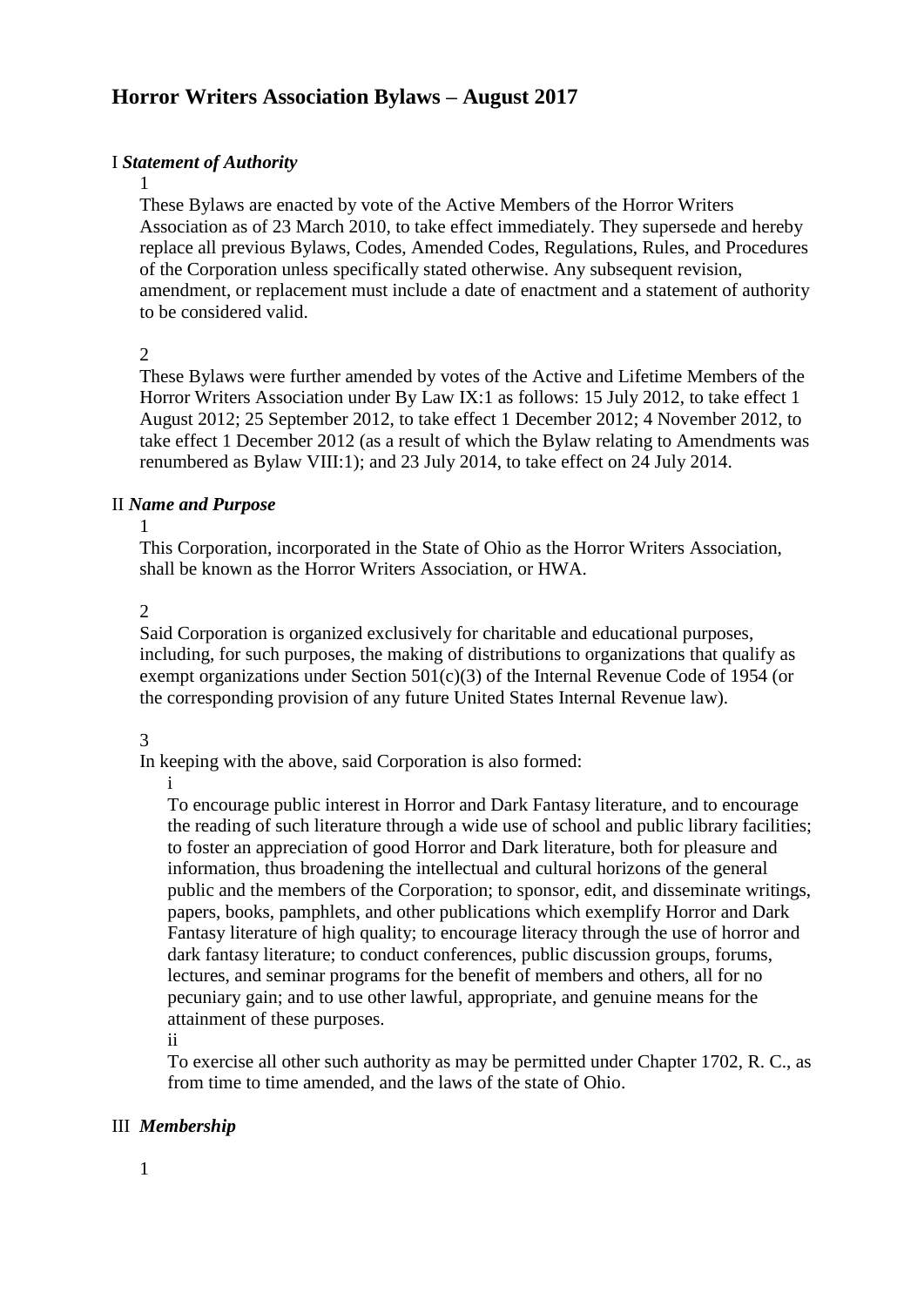# Horror Writers Association Bylaws – August 2017

I ***Statement of Authority***

1

These Bylaws are enacted by vote of the Active Members of the Horror Writers Association as of 23 March 2010, to take effect immediately. They supersede and hereby replace all previous Bylaws, Codes, Amended Codes, Regulations, Rules, and Procedures of the Corporation unless specifically stated otherwise. Any subsequent revision, amendment, or replacement must include a date of enactment and a statement of authority to be considered valid.

2

These Bylaws were further amended by votes of the Active and Lifetime Members of the Horror Writers Association under By Law IX:1 as follows: 15 July 2012, to take effect 1 August 2012; 25 September 2012, to take effect 1 December 2012; 4 November 2012, to take effect 1 December 2012 (as a result of which the Bylaw relating to Amendments was renumbered as Bylaw VIII:1); and 23 July 2014, to take effect on 24 July 2014.

II ***Name and Purpose***

1

This Corporation, incorporated in the State of Ohio as the Horror Writers Association, shall be known as the Horror Writers Association, or HWA.

2

Said Corporation is organized exclusively for charitable and educational purposes, including, for such purposes, the making of distributions to organizations that qualify as exempt organizations under Section 501(c)(3) of the Internal Revenue Code of 1954 (or the corresponding provision of any future United States Internal Revenue law).

3

In keeping with the above, said Corporation is also formed:

i

To encourage public interest in Horror and Dark Fantasy literature, and to encourage the reading of such literature through a wide use of school and public library facilities; to foster an appreciation of good Horror and Dark literature, both for pleasure and information, thus broadening the intellectual and cultural horizons of the general public and the members of the Corporation; to sponsor, edit, and disseminate writings, papers, books, pamphlets, and other publications which exemplify Horror and Dark Fantasy literature of high quality; to encourage literacy through the use of horror and dark fantasy literature; to conduct conferences, public discussion groups, forums, lectures, and seminar programs for the benefit of members and others, all for no pecuniary gain; and to use other lawful, appropriate, and genuine means for the attainment of these purposes.

ii

To exercise all other such authority as may be permitted under Chapter 1702, R. C., as from time to time amended, and the laws of the state of Ohio.

III ***Membership***

1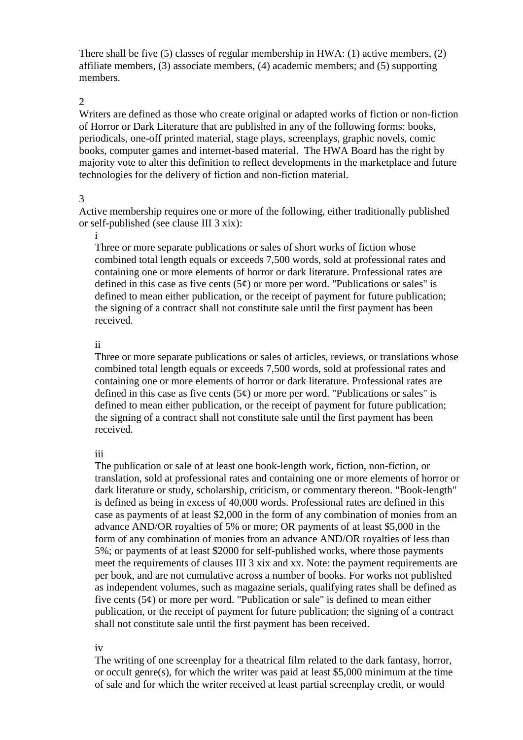There shall be five (5) classes of regular membership in HWA: (1) active members, (2) affiliate members, (3) associate members, (4) academic members; and (5) supporting members.

2

Writers are defined as those who create original or adapted works of fiction or non-fiction of Horror or Dark Literature that are published in any of the following forms: books, periodicals, one-off printed material, stage plays, screenplays, graphic novels, comic books, computer games and internet-based material. The HWA Board has the right by majority vote to alter this definition to reflect developments in the marketplace and future technologies for the delivery of fiction and non-fiction material.

3

Active membership requires one or more of the following, either traditionally published or self-published (see clause III 3 xix):

i

Three or more separate publications or sales of short works of fiction whose combined total length equals or exceeds 7,500 words, sold at professional rates and containing one or more elements of horror or dark literature. Professional rates are defined in this case as five cents (5¢) or more per word. "Publications or sales" is defined to mean either publication, or the receipt of payment for future publication; the signing of a contract shall not constitute sale until the first payment has been received.

ii

Three or more separate publications or sales of articles, reviews, or translations whose combined total length equals or exceeds 7,500 words, sold at professional rates and containing one or more elements of horror or dark literature. Professional rates are defined in this case as five cents (5¢) or more per word. "Publications or sales" is defined to mean either publication, or the receipt of payment for future publication; the signing of a contract shall not constitute sale until the first payment has been received.

iii

The publication or sale of at least one book-length work, fiction, non-fiction, or translation, sold at professional rates and containing one or more elements of horror or dark literature or study, scholarship, criticism, or commentary thereon. "Book-length" is defined as being in excess of 40,000 words. Professional rates are defined in this case as payments of at least $2,000 in the form of any combination of monies from an advance AND/OR royalties of 5% or more; OR payments of at least $5,000 in the form of any combination of monies from an advance AND/OR royalties of less than 5%; or payments of at least $2000 for self-published works, where those payments meet the requirements of clauses III 3 xix and xx. Note: the payment requirements are per book, and are not cumulative across a number of books. For works not published as independent volumes, such as magazine serials, qualifying rates shall be defined as five cents (5¢) or more per word. "Publication or sale" is defined to mean either publication, or the receipt of payment for future publication; the signing of a contract shall not constitute sale until the first payment has been received.

iv

The writing of one screenplay for a theatrical film related to the dark fantasy, horror, or occult genre(s), for which the writer was paid at least $5,000 minimum at the time of sale and for which the writer received at least partial screenplay credit, or would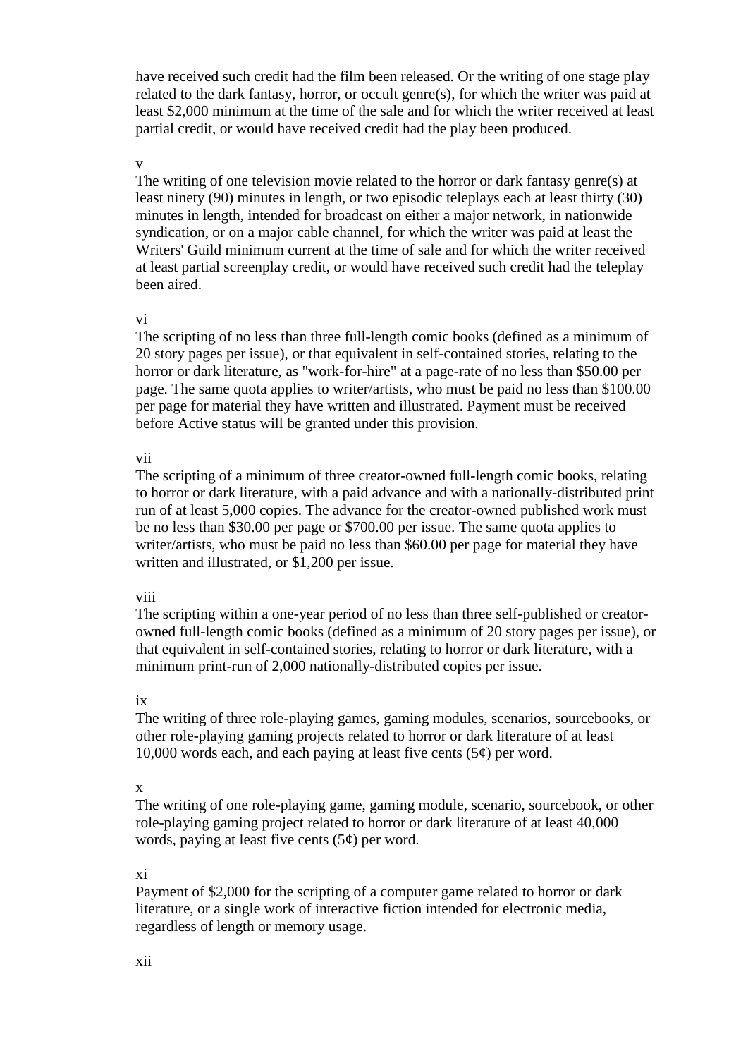have received such credit had the film been released. Or the writing of one stage play related to the dark fantasy, horror, or occult genre(s), for which the writer was paid at least $2,000 minimum at the time of the sale and for which the writer received at least partial credit, or would have received credit had the play been produced.

v

The writing of one television movie related to the horror or dark fantasy genre(s) at least ninety (90) minutes in length, or two episodic teleplays each at least thirty (30) minutes in length, intended for broadcast on either a major network, in nationwide syndication, or on a major cable channel, for which the writer was paid at least the Writers' Guild minimum current at the time of sale and for which the writer received at least partial screenplay credit, or would have received such credit had the teleplay been aired.

vi

The scripting of no less than three full-length comic books (defined as a minimum of 20 story pages per issue), or that equivalent in self-contained stories, relating to the horror or dark literature, as "work-for-hire" at a page-rate of no less than $50.00 per page. The same quota applies to writer/artists, who must be paid no less than $100.00 per page for material they have written and illustrated. Payment must be received before Active status will be granted under this provision.

vii

The scripting of a minimum of three creator-owned full-length comic books, relating to horror or dark literature, with a paid advance and with a nationally-distributed print run of at least 5,000 copies. The advance for the creator-owned published work must be no less than $30.00 per page or $700.00 per issue. The same quota applies to writer/artists, who must be paid no less than $60.00 per page for material they have written and illustrated, or $1,200 per issue.

viii

The scripting within a one-year period of no less than three self-published or creator-owned full-length comic books (defined as a minimum of 20 story pages per issue), or that equivalent in self-contained stories, relating to horror or dark literature, with a minimum print-run of 2,000 nationally-distributed copies per issue.

ix

The writing of three role-playing games, gaming modules, scenarios, sourcebooks, or other role-playing gaming projects related to horror or dark literature of at least 10,000 words each, and each paying at least five cents (5¢) per word.

x

The writing of one role-playing game, gaming module, scenario, sourcebook, or other role-playing gaming project related to horror or dark literature of at least 40,000 words, paying at least five cents (5¢) per word.

xi

Payment of $2,000 for the scripting of a computer game related to horror or dark literature, or a single work of interactive fiction intended for electronic media, regardless of length or memory usage.

xii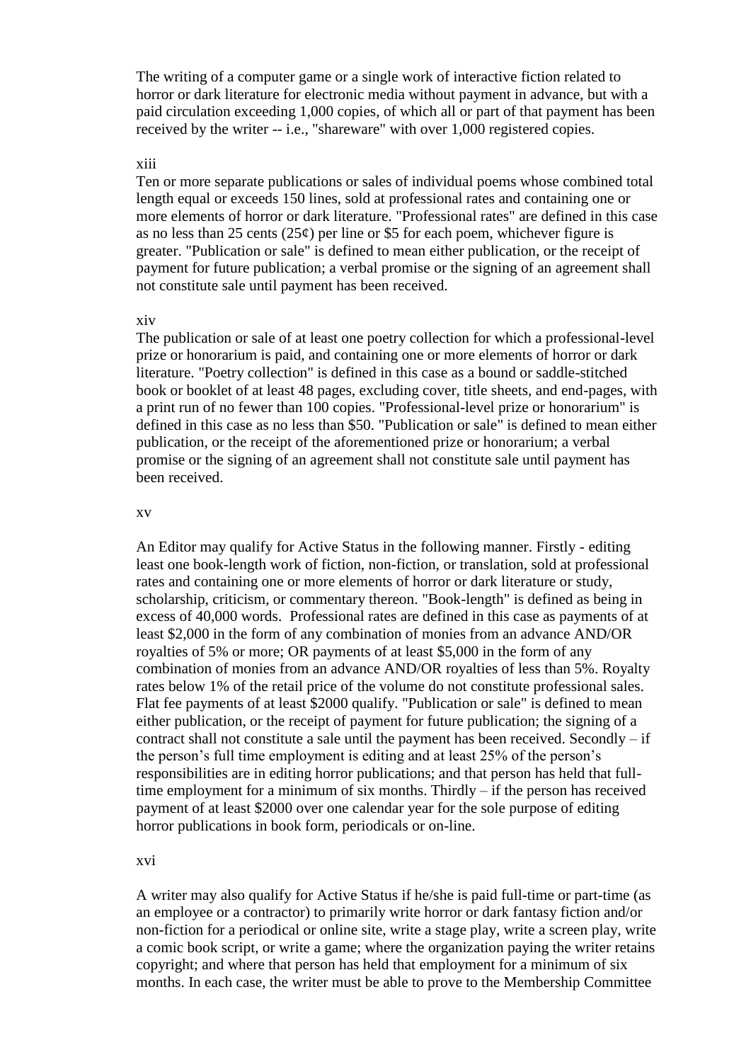The writing of a computer game or a single work of interactive fiction related to horror or dark literature for electronic media without payment in advance, but with a paid circulation exceeding 1,000 copies, of which all or part of that payment has been received by the writer -- i.e., "shareware" with over 1,000 registered copies.

xiii

Ten or more separate publications or sales of individual poems whose combined total length equal or exceeds 150 lines, sold at professional rates and containing one or more elements of horror or dark literature. "Professional rates" are defined in this case as no less than 25 cents (25¢) per line or $5 for each poem, whichever figure is greater. "Publication or sale" is defined to mean either publication, or the receipt of payment for future publication; a verbal promise or the signing of an agreement shall not constitute sale until payment has been received.

xiv

The publication or sale of at least one poetry collection for which a professional-level prize or honorarium is paid, and containing one or more elements of horror or dark literature. "Poetry collection" is defined in this case as a bound or saddle-stitched book or booklet of at least 48 pages, excluding cover, title sheets, and end-pages, with a print run of no fewer than 100 copies. "Professional-level prize or honorarium" is defined in this case as no less than $50. "Publication or sale" is defined to mean either publication, or the receipt of the aforementioned prize or honorarium; a verbal promise or the signing of an agreement shall not constitute sale until payment has been received.

xv

An Editor may qualify for Active Status in the following manner. Firstly - editing least one book-length work of fiction, non-fiction, or translation, sold at professional rates and containing one or more elements of horror or dark literature or study, scholarship, criticism, or commentary thereon. "Book-length" is defined as being in excess of 40,000 words. Professional rates are defined in this case as payments of at least $2,000 in the form of any combination of monies from an advance AND/OR royalties of 5% or more; OR payments of at least $5,000 in the form of any combination of monies from an advance AND/OR royalties of less than 5%. Royalty rates below 1% of the retail price of the volume do not constitute professional sales. Flat fee payments of at least $2000 qualify. "Publication or sale" is defined to mean either publication, or the receipt of payment for future publication; the signing of a contract shall not constitute a sale until the payment has been received. Secondly – if the person's full time employment is editing and at least 25% of the person's responsibilities are in editing horror publications; and that person has held that full-time employment for a minimum of six months. Thirdly – if the person has received payment of at least $2000 over one calendar year for the sole purpose of editing horror publications in book form, periodicals or on-line.

xvi

A writer may also qualify for Active Status if he/she is paid full-time or part-time (as an employee or a contractor) to primarily write horror or dark fantasy fiction and/or non-fiction for a periodical or online site, write a stage play, write a screen play, write a comic book script, or write a game; where the organization paying the writer retains copyright; and where that person has held that employment for a minimum of six months. In each case, the writer must be able to prove to the Membership Committee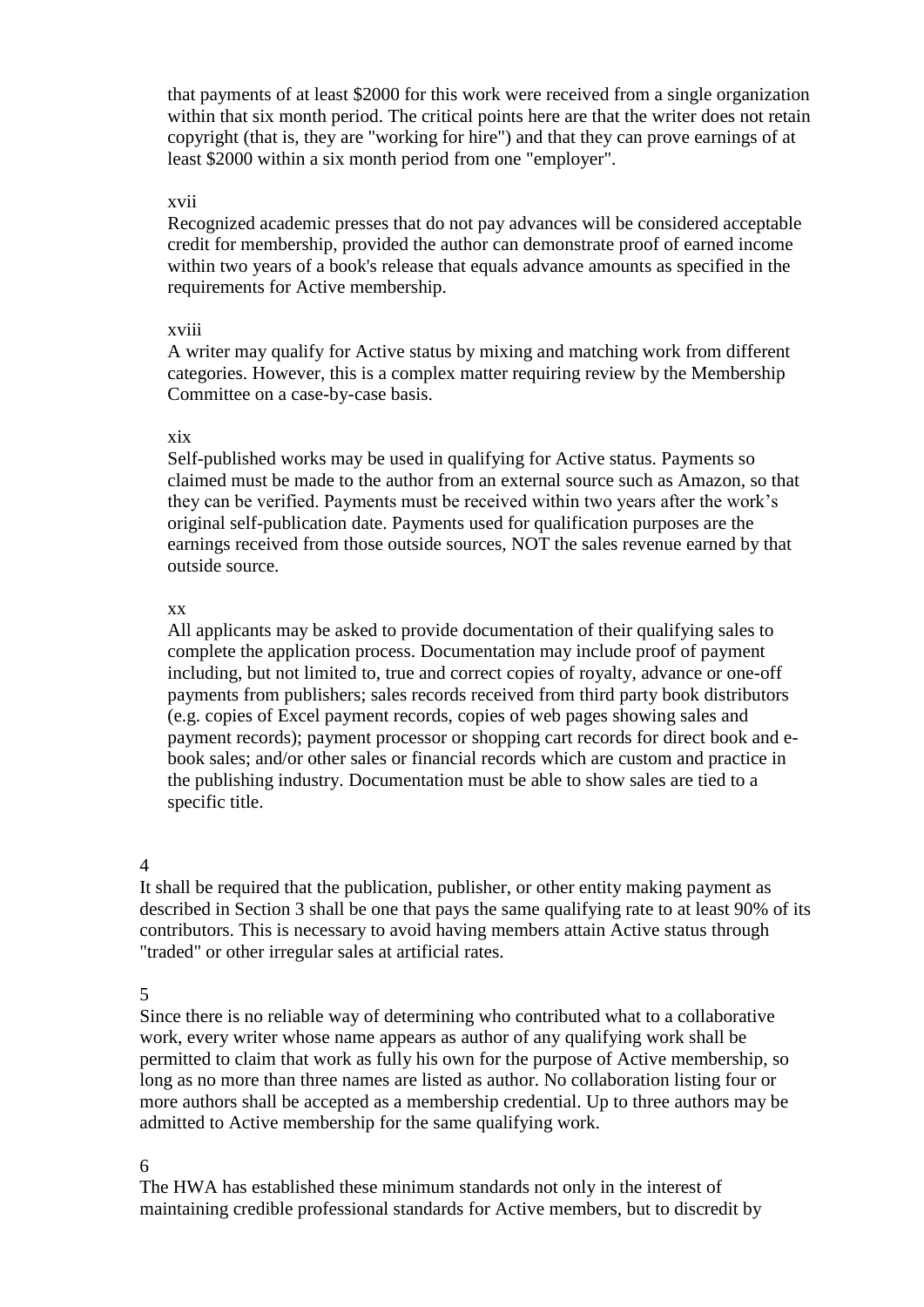that payments of at least $2000 for this work were received from a single organization within that six month period. The critical points here are that the writer does not retain copyright (that is, they are "working for hire") and that they can prove earnings of at least $2000 within a six month period from one "employer".

xvii

Recognized academic presses that do not pay advances will be considered acceptable credit for membership, provided the author can demonstrate proof of earned income within two years of a book's release that equals advance amounts as specified in the requirements for Active membership.

xviii

A writer may qualify for Active status by mixing and matching work from different categories. However, this is a complex matter requiring review by the Membership Committee on a case-by-case basis.

xix

Self-published works may be used in qualifying for Active status. Payments so claimed must be made to the author from an external source such as Amazon, so that they can be verified. Payments must be received within two years after the work's original self-publication date. Payments used for qualification purposes are the earnings received from those outside sources, NOT the sales revenue earned by that outside source.

xx

All applicants may be asked to provide documentation of their qualifying sales to complete the application process. Documentation may include proof of payment including, but not limited to, true and correct copies of royalty, advance or one-off payments from publishers; sales records received from third party book distributors (e.g. copies of Excel payment records, copies of web pages showing sales and payment records); payment processor or shopping cart records for direct book and e-book sales; and/or other sales or financial records which are custom and practice in the publishing industry. Documentation must be able to show sales are tied to a specific title.

4

It shall be required that the publication, publisher, or other entity making payment as described in Section 3 shall be one that pays the same qualifying rate to at least 90% of its contributors. This is necessary to avoid having members attain Active status through "traded" or other irregular sales at artificial rates.

5

Since there is no reliable way of determining who contributed what to a collaborative work, every writer whose name appears as author of any qualifying work shall be permitted to claim that work as fully his own for the purpose of Active membership, so long as no more than three names are listed as author. No collaboration listing four or more authors shall be accepted as a membership credential. Up to three authors may be admitted to Active membership for the same qualifying work.

6

The HWA has established these minimum standards not only in the interest of maintaining credible professional standards for Active members, but to discredit by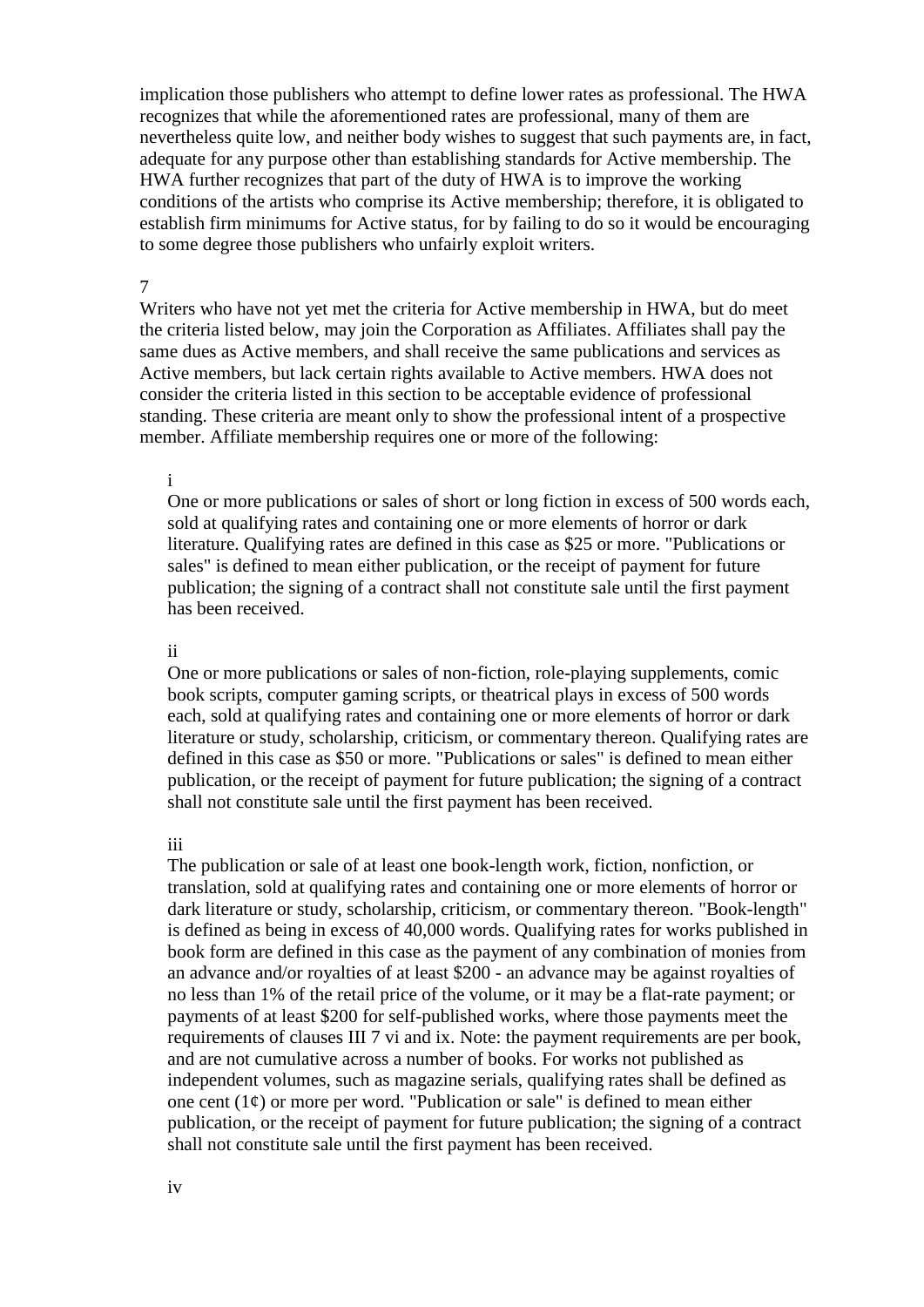implication those publishers who attempt to define lower rates as professional. The HWA recognizes that while the aforementioned rates are professional, many of them are nevertheless quite low, and neither body wishes to suggest that such payments are, in fact, adequate for any purpose other than establishing standards for Active membership. The HWA further recognizes that part of the duty of HWA is to improve the working conditions of the artists who comprise its Active membership; therefore, it is obligated to establish firm minimums for Active status, for by failing to do so it would be encouraging to some degree those publishers who unfairly exploit writers.

7

Writers who have not yet met the criteria for Active membership in HWA, but do meet the criteria listed below, may join the Corporation as Affiliates. Affiliates shall pay the same dues as Active members, and shall receive the same publications and services as Active members, but lack certain rights available to Active members. HWA does not consider the criteria listed in this section to be acceptable evidence of professional standing. These criteria are meant only to show the professional intent of a prospective member. Affiliate membership requires one or more of the following:

> i
>
> One or more publications or sales of short or long fiction in excess of 500 words each, sold at qualifying rates and containing one or more elements of horror or dark literature. Qualifying rates are defined in this case as $25 or more. "Publications or sales" is defined to mean either publication, or the receipt of payment for future publication; the signing of a contract shall not constitute sale until the first payment has been received.
>
> ii
>
> One or more publications or sales of non-fiction, role-playing supplements, comic book scripts, computer gaming scripts, or theatrical plays in excess of 500 words each, sold at qualifying rates and containing one or more elements of horror or dark literature or study, scholarship, criticism, or commentary thereon. Qualifying rates are defined in this case as $50 or more. "Publications or sales" is defined to mean either publication, or the receipt of payment for future publication; the signing of a contract shall not constitute sale until the first payment has been received.
>
> iii
>
> The publication or sale of at least one book-length work, fiction, nonfiction, or translation, sold at qualifying rates and containing one or more elements of horror or dark literature or study, scholarship, criticism, or commentary thereon. "Book-length" is defined as being in excess of 40,000 words. Qualifying rates for works published in book form are defined in this case as the payment of any combination of monies from an advance and/or royalties of at least $200 - an advance may be against royalties of no less than 1% of the retail price of the volume, or it may be a flat-rate payment; or payments of at least $200 for self-published works, where those payments meet the requirements of clauses III 7 vi and ix. Note: the payment requirements are per book, and are not cumulative across a number of books. For works not published as independent volumes, such as magazine serials, qualifying rates shall be defined as one cent (1¢) or more per word. "Publication or sale" is defined to mean either publication, or the receipt of payment for future publication; the signing of a contract shall not constitute sale until the first payment has been received.
>
> iv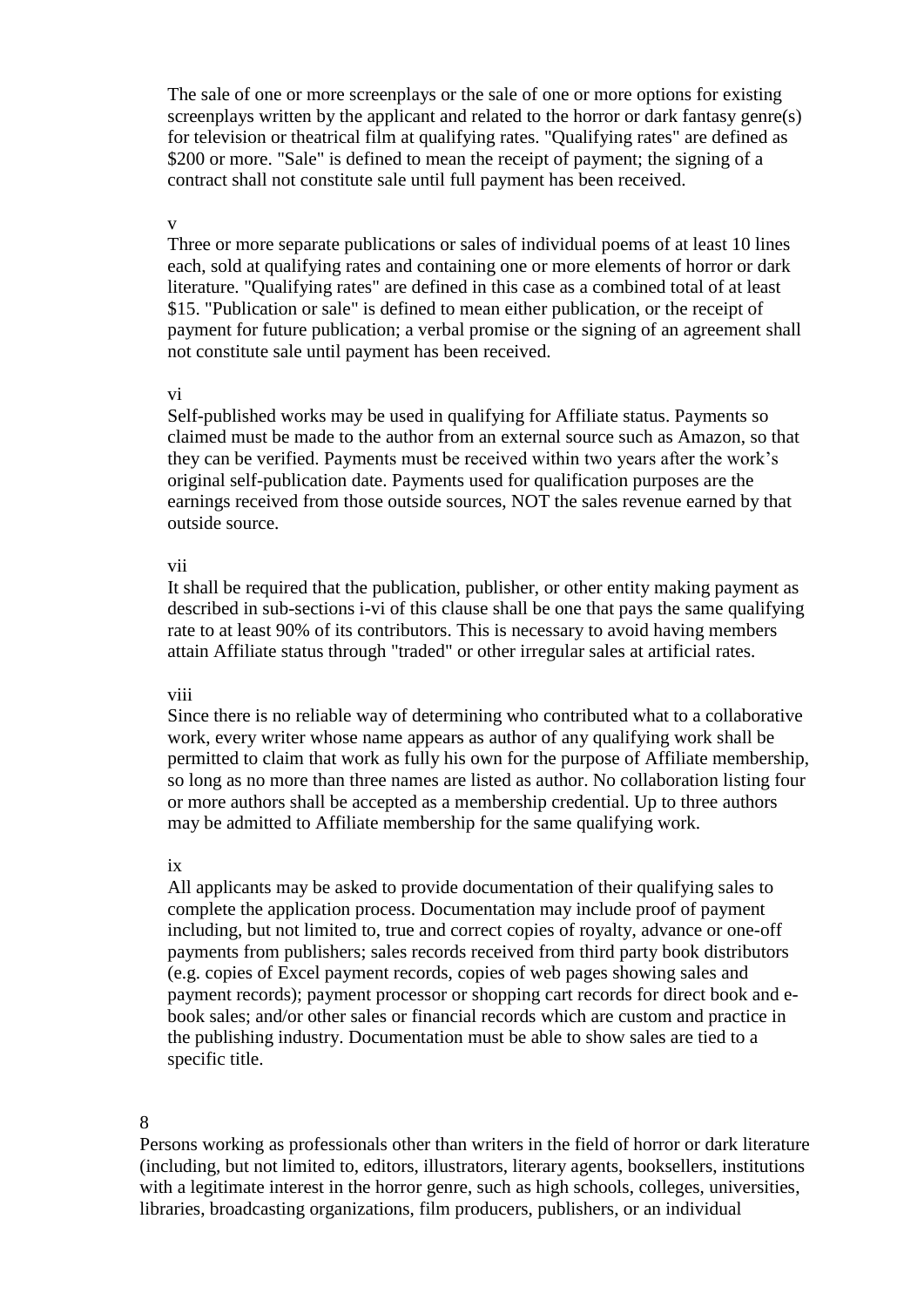The sale of one or more screenplays or the sale of one or more options for existing screenplays written by the applicant and related to the horror or dark fantasy genre(s) for television or theatrical film at qualifying rates. "Qualifying rates" are defined as $200 or more. "Sale" is defined to mean the receipt of payment; the signing of a contract shall not constitute sale until full payment has been received.

v

Three or more separate publications or sales of individual poems of at least 10 lines each, sold at qualifying rates and containing one or more elements of horror or dark literature. "Qualifying rates" are defined in this case as a combined total of at least $15. "Publication or sale" is defined to mean either publication, or the receipt of payment for future publication; a verbal promise or the signing of an agreement shall not constitute sale until payment has been received.

vi

Self-published works may be used in qualifying for Affiliate status. Payments so claimed must be made to the author from an external source such as Amazon, so that they can be verified. Payments must be received within two years after the work's original self-publication date. Payments used for qualification purposes are the earnings received from those outside sources, NOT the sales revenue earned by that outside source.

vii

It shall be required that the publication, publisher, or other entity making payment as described in sub-sections i-vi of this clause shall be one that pays the same qualifying rate to at least 90% of its contributors. This is necessary to avoid having members attain Affiliate status through "traded" or other irregular sales at artificial rates.

viii

Since there is no reliable way of determining who contributed what to a collaborative work, every writer whose name appears as author of any qualifying work shall be permitted to claim that work as fully his own for the purpose of Affiliate membership, so long as no more than three names are listed as author. No collaboration listing four or more authors shall be accepted as a membership credential. Up to three authors may be admitted to Affiliate membership for the same qualifying work.

ix

All applicants may be asked to provide documentation of their qualifying sales to complete the application process. Documentation may include proof of payment including, but not limited to, true and correct copies of royalty, advance or one-off payments from publishers; sales records received from third party book distributors (e.g. copies of Excel payment records, copies of web pages showing sales and payment records); payment processor or shopping cart records for direct book and e-book sales; and/or other sales or financial records which are custom and practice in the publishing industry. Documentation must be able to show sales are tied to a specific title.

8

Persons working as professionals other than writers in the field of horror or dark literature (including, but not limited to, editors, illustrators, literary agents, booksellers, institutions with a legitimate interest in the horror genre, such as high schools, colleges, universities, libraries, broadcasting organizations, film producers, publishers, or an individual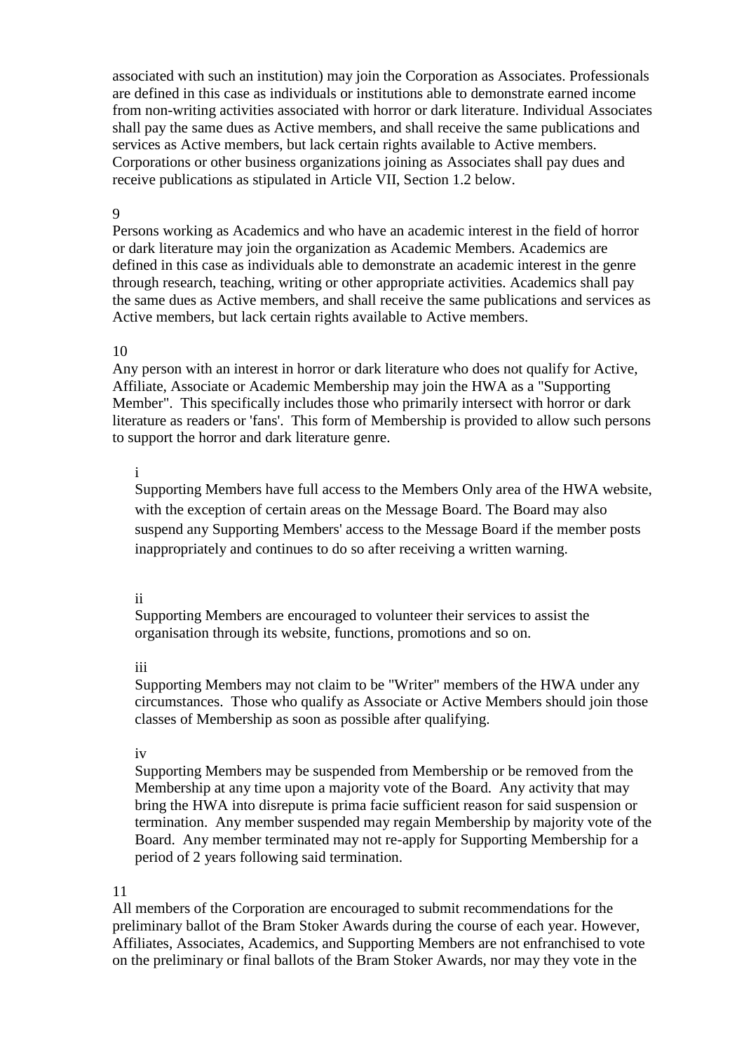associated with such an institution) may join the Corporation as Associates. Professionals are defined in this case as individuals or institutions able to demonstrate earned income from non-writing activities associated with horror or dark literature. Individual Associates shall pay the same dues as Active members, and shall receive the same publications and services as Active members, but lack certain rights available to Active members. Corporations or other business organizations joining as Associates shall pay dues and receive publications as stipulated in Article VII, Section 1.2 below.

9

Persons working as Academics and who have an academic interest in the field of horror or dark literature may join the organization as Academic Members. Academics are defined in this case as individuals able to demonstrate an academic interest in the genre through research, teaching, writing or other appropriate activities. Academics shall pay the same dues as Active members, and shall receive the same publications and services as Active members, but lack certain rights available to Active members.

10

Any person with an interest in horror or dark literature who does not qualify for Active, Affiliate, Associate or Academic Membership may join the HWA as a "Supporting Member". This specifically includes those who primarily intersect with horror or dark literature as readers or 'fans'. This form of Membership is provided to allow such persons to support the horror and dark literature genre.

i

Supporting Members have full access to the Members Only area of the HWA website, with the exception of certain areas on the Message Board. The Board may also suspend any Supporting Members' access to the Message Board if the member posts inappropriately and continues to do so after receiving a written warning.

ii

Supporting Members are encouraged to volunteer their services to assist the organisation through its website, functions, promotions and so on.

iii

Supporting Members may not claim to be "Writer" members of the HWA under any circumstances. Those who qualify as Associate or Active Members should join those classes of Membership as soon as possible after qualifying.

iv

Supporting Members may be suspended from Membership or be removed from the Membership at any time upon a majority vote of the Board. Any activity that may bring the HWA into disrepute is prima facie sufficient reason for said suspension or termination. Any member suspended may regain Membership by majority vote of the Board. Any member terminated may not re-apply for Supporting Membership for a period of 2 years following said termination.

11

All members of the Corporation are encouraged to submit recommendations for the preliminary ballot of the Bram Stoker Awards during the course of each year. However, Affiliates, Associates, Academics, and Supporting Members are not enfranchised to vote on the preliminary or final ballots of the Bram Stoker Awards, nor may they vote in the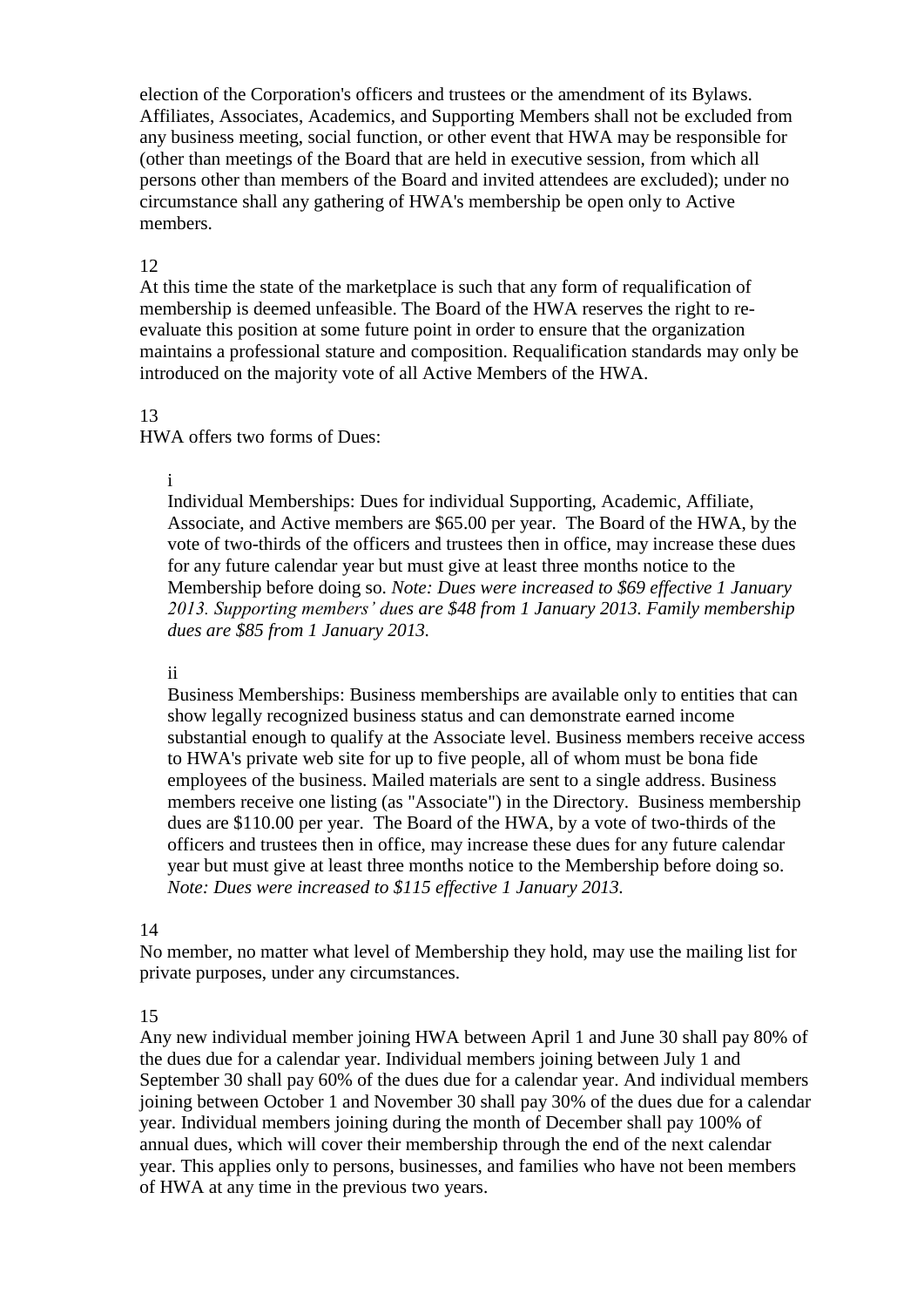election of the Corporation's officers and trustees or the amendment of its Bylaws. Affiliates, Associates, Academics, and Supporting Members shall not be excluded from any business meeting, social function, or other event that HWA may be responsible for (other than meetings of the Board that are held in executive session, from which all persons other than members of the Board and invited attendees are excluded); under no circumstance shall any gathering of HWA's membership be open only to Active members.

12

At this time the state of the marketplace is such that any form of requalification of membership is deemed unfeasible. The Board of the HWA reserves the right to re-evaluate this position at some future point in order to ensure that the organization maintains a professional stature and composition. Requalification standards may only be introduced on the majority vote of all Active Members of the HWA.

13

HWA offers two forms of Dues:

> i
>
> Individual Memberships: Dues for individual Supporting, Academic, Affiliate, Associate, and Active members are $65.00 per year. The Board of the HWA, by the vote of two-thirds of the officers and trustees then in office, may increase these dues for any future calendar year but must give at least three months notice to the Membership before doing so. *Note: Dues were increased to $69 effective 1 January 2013. Supporting members' dues are $48 from 1 January 2013. Family membership dues are $85 from 1 January 2013.*
>
> ii
>
> Business Memberships: Business memberships are available only to entities that can show legally recognized business status and can demonstrate earned income substantial enough to qualify at the Associate level. Business members receive access to HWA's private web site for up to five people, all of whom must be bona fide employees of the business. Mailed materials are sent to a single address. Business members receive one listing (as "Associate") in the Directory. Business membership dues are $110.00 per year. The Board of the HWA, by a vote of two-thirds of the officers and trustees then in office, may increase these dues for any future calendar year but must give at least three months notice to the Membership before doing so. *Note: Dues were increased to $115 effective 1 January 2013.*

14

No member, no matter what level of Membership they hold, may use the mailing list for private purposes, under any circumstances.

15

Any new individual member joining HWA between April 1 and June 30 shall pay 80% of the dues due for a calendar year. Individual members joining between July 1 and September 30 shall pay 60% of the dues due for a calendar year. And individual members joining between October 1 and November 30 shall pay 30% of the dues due for a calendar year. Individual members joining during the month of December shall pay 100% of annual dues, which will cover their membership through the end of the next calendar year. This applies only to persons, businesses, and families who have not been members of HWA at any time in the previous two years.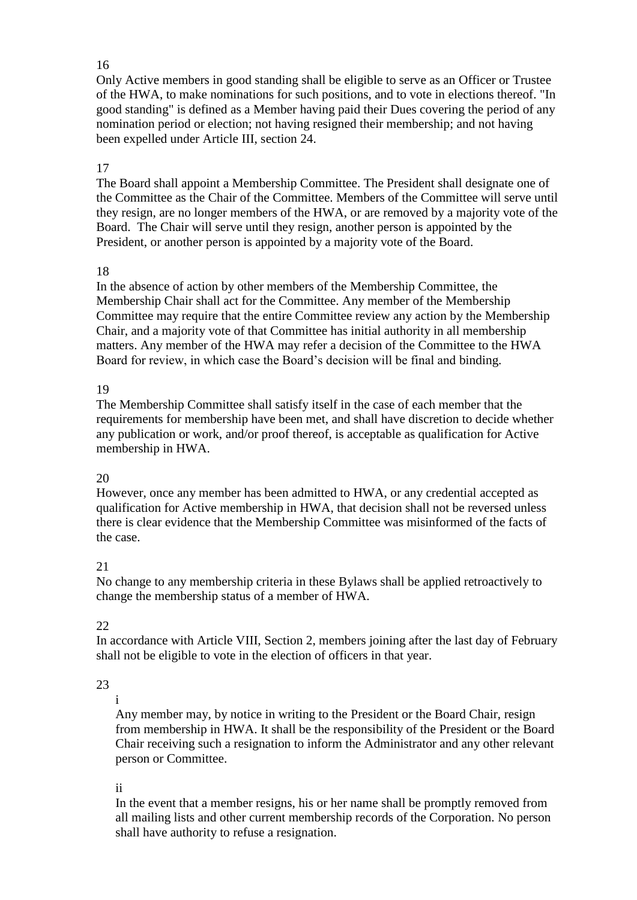16

Only Active members in good standing shall be eligible to serve as an Officer or Trustee of the HWA, to make nominations for such positions, and to vote in elections thereof. "In good standing" is defined as a Member having paid their Dues covering the period of any nomination period or election; not having resigned their membership; and not having been expelled under Article III, section 24.

17

The Board shall appoint a Membership Committee. The President shall designate one of the Committee as the Chair of the Committee. Members of the Committee will serve until they resign, are no longer members of the HWA, or are removed by a majority vote of the Board. The Chair will serve until they resign, another person is appointed by the President, or another person is appointed by a majority vote of the Board.

18

In the absence of action by other members of the Membership Committee, the Membership Chair shall act for the Committee. Any member of the Membership Committee may require that the entire Committee review any action by the Membership Chair, and a majority vote of that Committee has initial authority in all membership matters. Any member of the HWA may refer a decision of the Committee to the HWA Board for review, in which case the Board's decision will be final and binding.

19

The Membership Committee shall satisfy itself in the case of each member that the requirements for membership have been met, and shall have discretion to decide whether any publication or work, and/or proof thereof, is acceptable as qualification for Active membership in HWA.

20

However, once any member has been admitted to HWA, or any credential accepted as qualification for Active membership in HWA, that decision shall not be reversed unless there is clear evidence that the Membership Committee was misinformed of the facts of the case.

21

No change to any membership criteria in these Bylaws shall be applied retroactively to change the membership status of a member of HWA.

22

In accordance with Article VIII, Section 2, members joining after the last day of February shall not be eligible to vote in the election of officers in that year.

23

i

Any member may, by notice in writing to the President or the Board Chair, resign from membership in HWA. It shall be the responsibility of the President or the Board Chair receiving such a resignation to inform the Administrator and any other relevant person or Committee.

ii

In the event that a member resigns, his or her name shall be promptly removed from all mailing lists and other current membership records of the Corporation. No person shall have authority to refuse a resignation.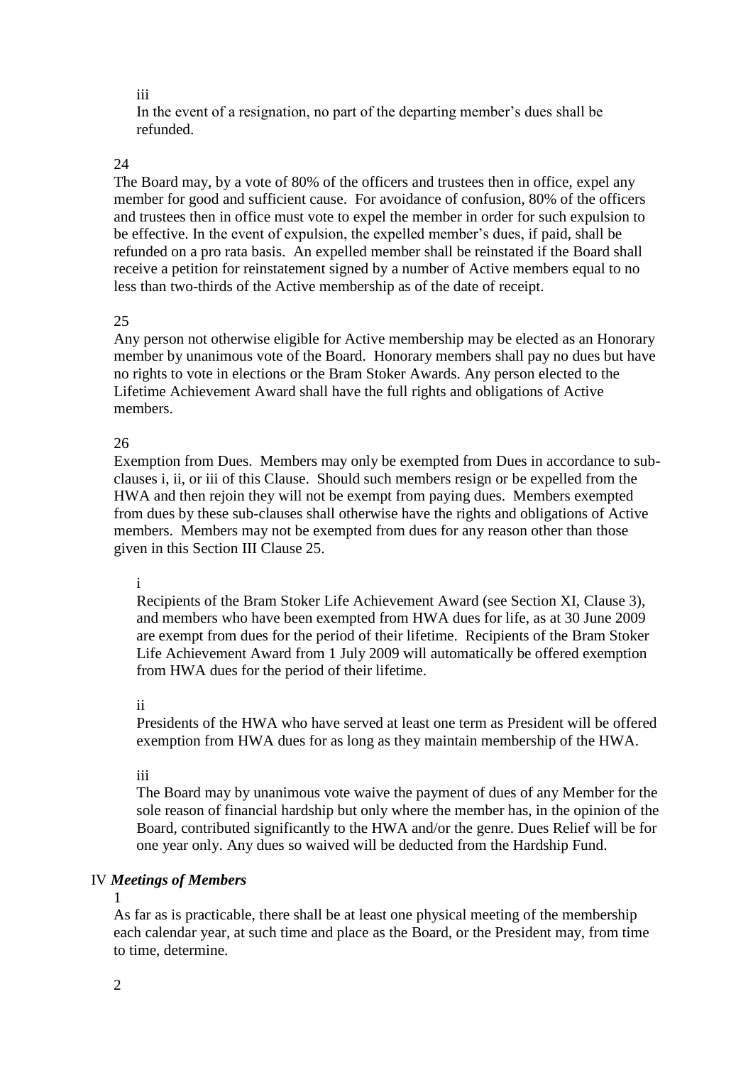iii

In the event of a resignation, no part of the departing member's dues shall be refunded.

24

The Board may, by a vote of 80% of the officers and trustees then in office, expel any member for good and sufficient cause. For avoidance of confusion, 80% of the officers and trustees then in office must vote to expel the member in order for such expulsion to be effective. In the event of expulsion, the expelled member's dues, if paid, shall be refunded on a pro rata basis. An expelled member shall be reinstated if the Board shall receive a petition for reinstatement signed by a number of Active members equal to no less than two-thirds of the Active membership as of the date of receipt.

25

Any person not otherwise eligible for Active membership may be elected as an Honorary member by unanimous vote of the Board. Honorary members shall pay no dues but have no rights to vote in elections or the Bram Stoker Awards. Any person elected to the Lifetime Achievement Award shall have the full rights and obligations of Active members.

26

Exemption from Dues. Members may only be exempted from Dues in accordance to sub-clauses i, ii, or iii of this Clause. Should such members resign or be expelled from the HWA and then rejoin they will not be exempt from paying dues. Members exempted from dues by these sub-clauses shall otherwise have the rights and obligations of Active members. Members may not be exempted from dues for any reason other than those given in this Section III Clause 25.

i

Recipients of the Bram Stoker Life Achievement Award (see Section XI, Clause 3), and members who have been exempted from HWA dues for life, as at 30 June 2009 are exempt from dues for the period of their lifetime. Recipients of the Bram Stoker Life Achievement Award from 1 July 2009 will automatically be offered exemption from HWA dues for the period of their lifetime.

ii

Presidents of the HWA who have served at least one term as President will be offered exemption from HWA dues for as long as they maintain membership of the HWA.

iii

The Board may by unanimous vote waive the payment of dues of any Member for the sole reason of financial hardship but only where the member has, in the opinion of the Board, contributed significantly to the HWA and/or the genre. Dues Relief will be for one year only. Any dues so waived will be deducted from the Hardship Fund.

## IV *Meetings of Members*

1

As far as is practicable, there shall be at least one physical meeting of the membership each calendar year, at such time and place as the Board, or the President may, from time to time, determine.

2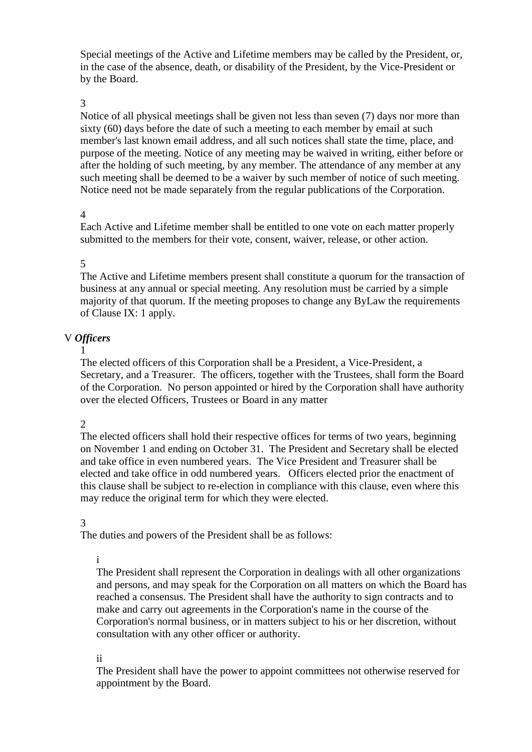Special meetings of the Active and Lifetime members may be called by the President, or, in the case of the absence, death, or disability of the President, by the Vice-President or by the Board.

3

Notice of all physical meetings shall be given not less than seven (7) days nor more than sixty (60) days before the date of such a meeting to each member by email at such member's last known email address, and all such notices shall state the time, place, and purpose of the meeting. Notice of any meeting may be waived in writing, either before or after the holding of such meeting, by any member. The attendance of any member at any such meeting shall be deemed to be a waiver by such member of notice of such meeting. Notice need not be made separately from the regular publications of the Corporation.

4

Each Active and Lifetime member shall be entitled to one vote on each matter properly submitted to the members for their vote, consent, waiver, release, or other action.

5

The Active and Lifetime members present shall constitute a quorum for the transaction of business at any annual or special meeting. Any resolution must be carried by a simple majority of that quorum. If the meeting proposes to change any ByLaw the requirements of Clause IX: 1 apply.

V ***Officers***

1

The elected officers of this Corporation shall be a President, a Vice-President, a Secretary, and a Treasurer. The officers, together with the Trustees, shall form the Board of the Corporation. No person appointed or hired by the Corporation shall have authority over the elected Officers, Trustees or Board in any matter

2

The elected officers shall hold their respective offices for terms of two years, beginning on November 1 and ending on October 31. The President and Secretary shall be elected and take office in even numbered years. The Vice President and Treasurer shall be elected and take office in odd numbered years. Officers elected prior the enactment of this clause shall be subject to re-election in compliance with this clause, even where this may reduce the original term for which they were elected.

3

The duties and powers of the President shall be as follows:

i

The President shall represent the Corporation in dealings with all other organizations and persons, and may speak for the Corporation on all matters on which the Board has reached a consensus. The President shall have the authority to sign contracts and to make and carry out agreements in the Corporation's name in the course of the Corporation's normal business, or in matters subject to his or her discretion, without consultation with any other officer or authority.

ii

The President shall have the power to appoint committees not otherwise reserved for appointment by the Board.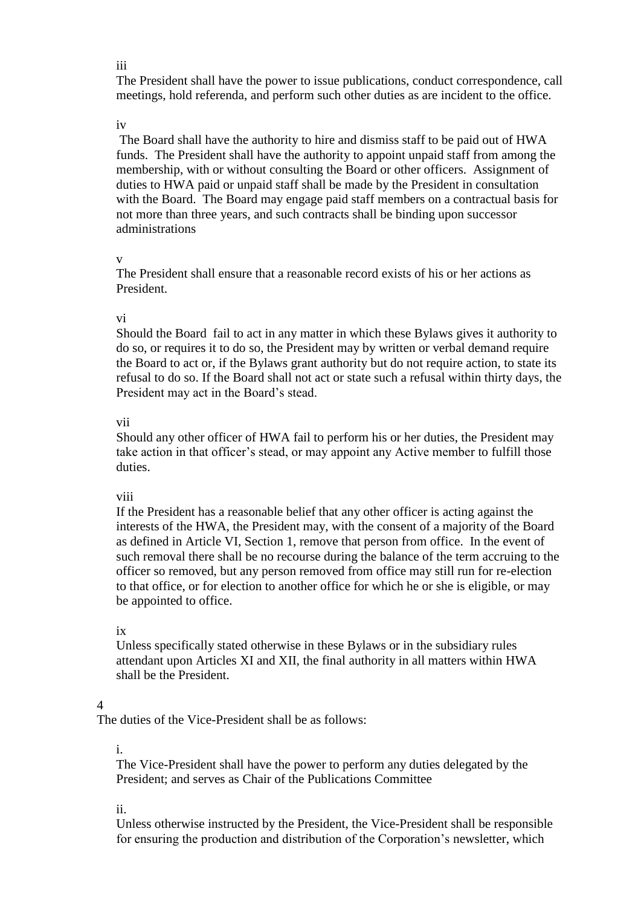iii

The President shall have the power to issue publications, conduct correspondence, call meetings, hold referenda, and perform such other duties as are incident to the office.

iv

The Board shall have the authority to hire and dismiss staff to be paid out of HWA funds. The President shall have the authority to appoint unpaid staff from among the membership, with or without consulting the Board or other officers. Assignment of duties to HWA paid or unpaid staff shall be made by the President in consultation with the Board. The Board may engage paid staff members on a contractual basis for not more than three years, and such contracts shall be binding upon successor administrations

v

The President shall ensure that a reasonable record exists of his or her actions as President.

vi

Should the Board fail to act in any matter in which these Bylaws gives it authority to do so, or requires it to do so, the President may by written or verbal demand require the Board to act or, if the Bylaws grant authority but do not require action, to state its refusal to do so. If the Board shall not act or state such a refusal within thirty days, the President may act in the Board's stead.

vii

Should any other officer of HWA fail to perform his or her duties, the President may take action in that officer's stead, or may appoint any Active member to fulfill those duties.

viii

If the President has a reasonable belief that any other officer is acting against the interests of the HWA, the President may, with the consent of a majority of the Board as defined in Article VI, Section 1, remove that person from office. In the event of such removal there shall be no recourse during the balance of the term accruing to the officer so removed, but any person removed from office may still run for re-election to that office, or for election to another office for which he or she is eligible, or may be appointed to office.

ix

Unless specifically stated otherwise in these Bylaws or in the subsidiary rules attendant upon Articles XI and XII, the final authority in all matters within HWA shall be the President.

4

The duties of the Vice-President shall be as follows:

i.

The Vice-President shall have the power to perform any duties delegated by the President; and serves as Chair of the Publications Committee

ii.

Unless otherwise instructed by the President, the Vice-President shall be responsible for ensuring the production and distribution of the Corporation's newsletter, which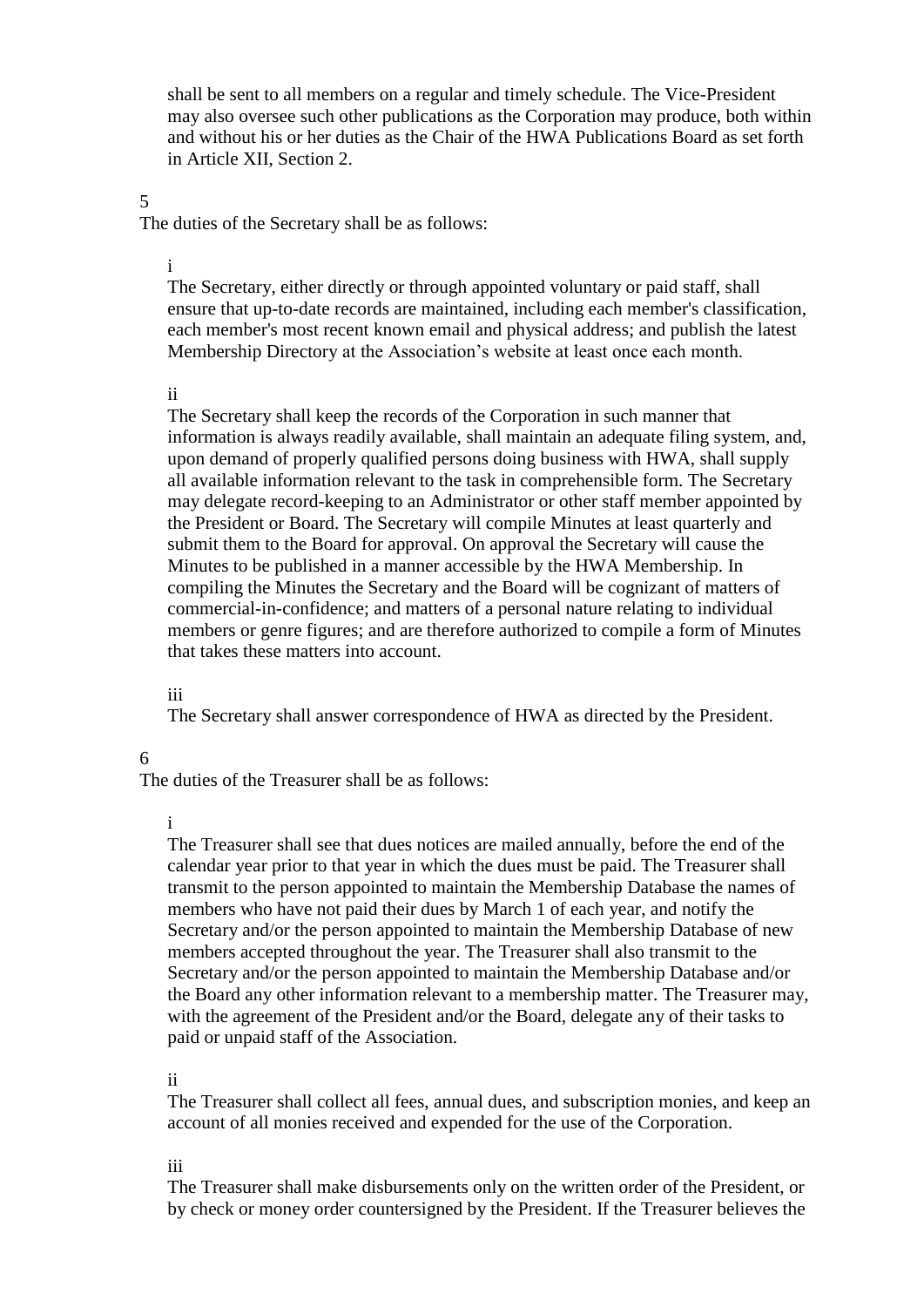shall be sent to all members on a regular and timely schedule. The Vice-President may also oversee such other publications as the Corporation may produce, both within and without his or her duties as the Chair of the HWA Publications Board as set forth in Article XII, Section 2.

5

The duties of the Secretary shall be as follows:

i

The Secretary, either directly or through appointed voluntary or paid staff, shall ensure that up-to-date records are maintained, including each member's classification, each member's most recent known email and physical address; and publish the latest Membership Directory at the Association's website at least once each month.

ii

The Secretary shall keep the records of the Corporation in such manner that information is always readily available, shall maintain an adequate filing system, and, upon demand of properly qualified persons doing business with HWA, shall supply all available information relevant to the task in comprehensible form. The Secretary may delegate record-keeping to an Administrator or other staff member appointed by the President or Board. The Secretary will compile Minutes at least quarterly and submit them to the Board for approval. On approval the Secretary will cause the Minutes to be published in a manner accessible by the HWA Membership. In compiling the Minutes the Secretary and the Board will be cognizant of matters of commercial-in-confidence; and matters of a personal nature relating to individual members or genre figures; and are therefore authorized to compile a form of Minutes that takes these matters into account.

iii

The Secretary shall answer correspondence of HWA as directed by the President.

6

The duties of the Treasurer shall be as follows:

i

The Treasurer shall see that dues notices are mailed annually, before the end of the calendar year prior to that year in which the dues must be paid. The Treasurer shall transmit to the person appointed to maintain the Membership Database the names of members who have not paid their dues by March 1 of each year, and notify the Secretary and/or the person appointed to maintain the Membership Database of new members accepted throughout the year. The Treasurer shall also transmit to the Secretary and/or the person appointed to maintain the Membership Database and/or the Board any other information relevant to a membership matter. The Treasurer may, with the agreement of the President and/or the Board, delegate any of their tasks to paid or unpaid staff of the Association.

ii

The Treasurer shall collect all fees, annual dues, and subscription monies, and keep an account of all monies received and expended for the use of the Corporation.

iii

The Treasurer shall make disbursements only on the written order of the President, or by check or money order countersigned by the President. If the Treasurer believes the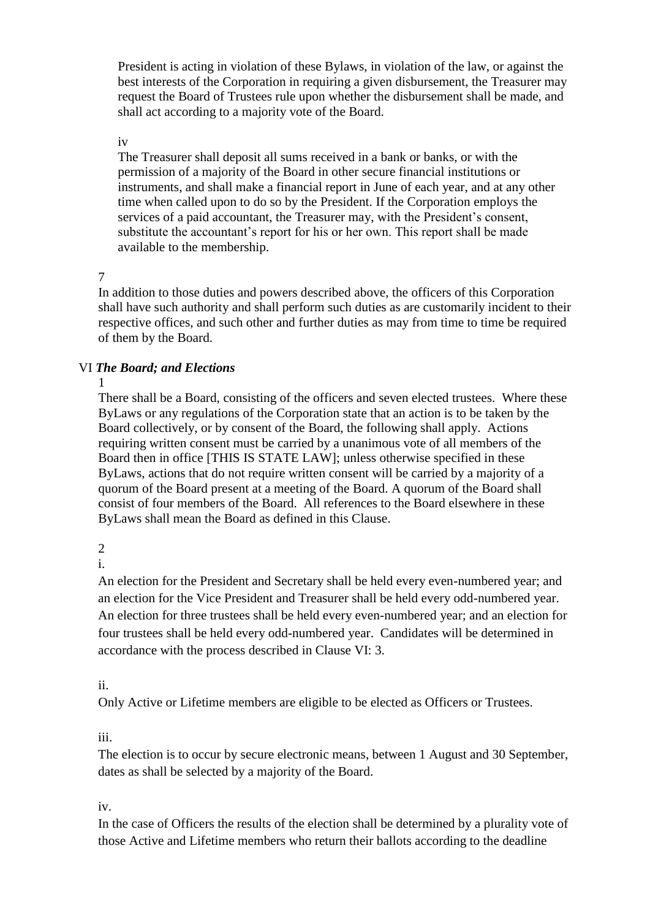President is acting in violation of these Bylaws, in violation of the law, or against the best interests of the Corporation in requiring a given disbursement, the Treasurer may request the Board of Trustees rule upon whether the disbursement shall be made, and shall act according to a majority vote of the Board.

iv

The Treasurer shall deposit all sums received in a bank or banks, or with the permission of a majority of the Board in other secure financial institutions or instruments, and shall make a financial report in June of each year, and at any other time when called upon to do so by the President. If the Corporation employs the services of a paid accountant, the Treasurer may, with the President's consent, substitute the accountant's report for his or her own. This report shall be made available to the membership.

7

In addition to those duties and powers described above, the officers of this Corporation shall have such authority and shall perform such duties as are customarily incident to their respective offices, and such other and further duties as may from time to time be required of them by the Board.

VI ***The Board; and Elections***

1

There shall be a Board, consisting of the officers and seven elected trustees. Where these ByLaws or any regulations of the Corporation state that an action is to be taken by the Board collectively, or by consent of the Board, the following shall apply. Actions requiring written consent must be carried by a unanimous vote of all members of the Board then in office [THIS IS STATE LAW]; unless otherwise specified in these ByLaws, actions that do not require written consent will be carried by a majority of a quorum of the Board present at a meeting of the Board. A quorum of the Board shall consist of four members of the Board. All references to the Board elsewhere in these ByLaws shall mean the Board as defined in this Clause.

2

i.

An election for the President and Secretary shall be held every even-numbered year; and an election for the Vice President and Treasurer shall be held every odd-numbered year. An election for three trustees shall be held every even-numbered year; and an election for four trustees shall be held every odd-numbered year. Candidates will be determined in accordance with the process described in Clause VI: 3.

ii.

Only Active or Lifetime members are eligible to be elected as Officers or Trustees.

iii.

The election is to occur by secure electronic means, between 1 August and 30 September, dates as shall be selected by a majority of the Board.

iv.

In the case of Officers the results of the election shall be determined by a plurality vote of those Active and Lifetime members who return their ballots according to the deadline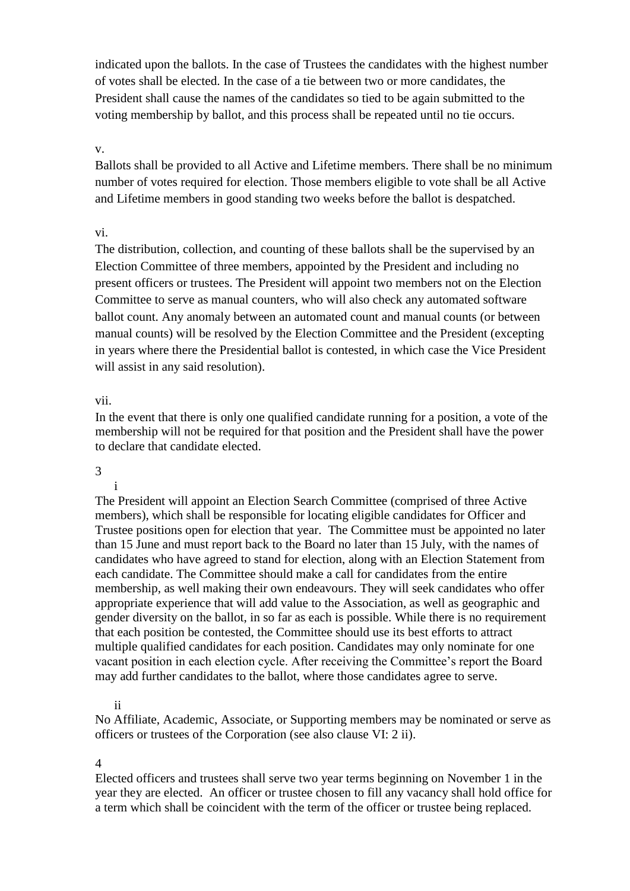indicated upon the ballots. In the case of Trustees the candidates with the highest number of votes shall be elected. In the case of a tie between two or more candidates, the President shall cause the names of the candidates so tied to be again submitted to the voting membership by ballot, and this process shall be repeated until no tie occurs.

v.

Ballots shall be provided to all Active and Lifetime members. There shall be no minimum number of votes required for election. Those members eligible to vote shall be all Active and Lifetime members in good standing two weeks before the ballot is despatched.

vi.

The distribution, collection, and counting of these ballots shall be the supervised by an Election Committee of three members, appointed by the President and including no present officers or trustees. The President will appoint two members not on the Election Committee to serve as manual counters, who will also check any automated software ballot count. Any anomaly between an automated count and manual counts (or between manual counts) will be resolved by the Election Committee and the President (excepting in years where there the Presidential ballot is contested, in which case the Vice President will assist in any said resolution).

vii.

In the event that there is only one qualified candidate running for a position, a vote of the membership will not be required for that position and the President shall have the power to declare that candidate elected.

3

i

The President will appoint an Election Search Committee (comprised of three Active members), which shall be responsible for locating eligible candidates for Officer and Trustee positions open for election that year. The Committee must be appointed no later than 15 June and must report back to the Board no later than 15 July, with the names of candidates who have agreed to stand for election, along with an Election Statement from each candidate. The Committee should make a call for candidates from the entire membership, as well making their own endeavours. They will seek candidates who offer appropriate experience that will add value to the Association, as well as geographic and gender diversity on the ballot, in so far as each is possible. While there is no requirement that each position be contested, the Committee should use its best efforts to attract multiple qualified candidates for each position. Candidates may only nominate for one vacant position in each election cycle. After receiving the Committee's report the Board may add further candidates to the ballot, where those candidates agree to serve.

ii

No Affiliate, Academic, Associate, or Supporting members may be nominated or serve as officers or trustees of the Corporation (see also clause VI: 2 ii).

4

Elected officers and trustees shall serve two year terms beginning on November 1 in the year they are elected. An officer or trustee chosen to fill any vacancy shall hold office for a term which shall be coincident with the term of the officer or trustee being replaced.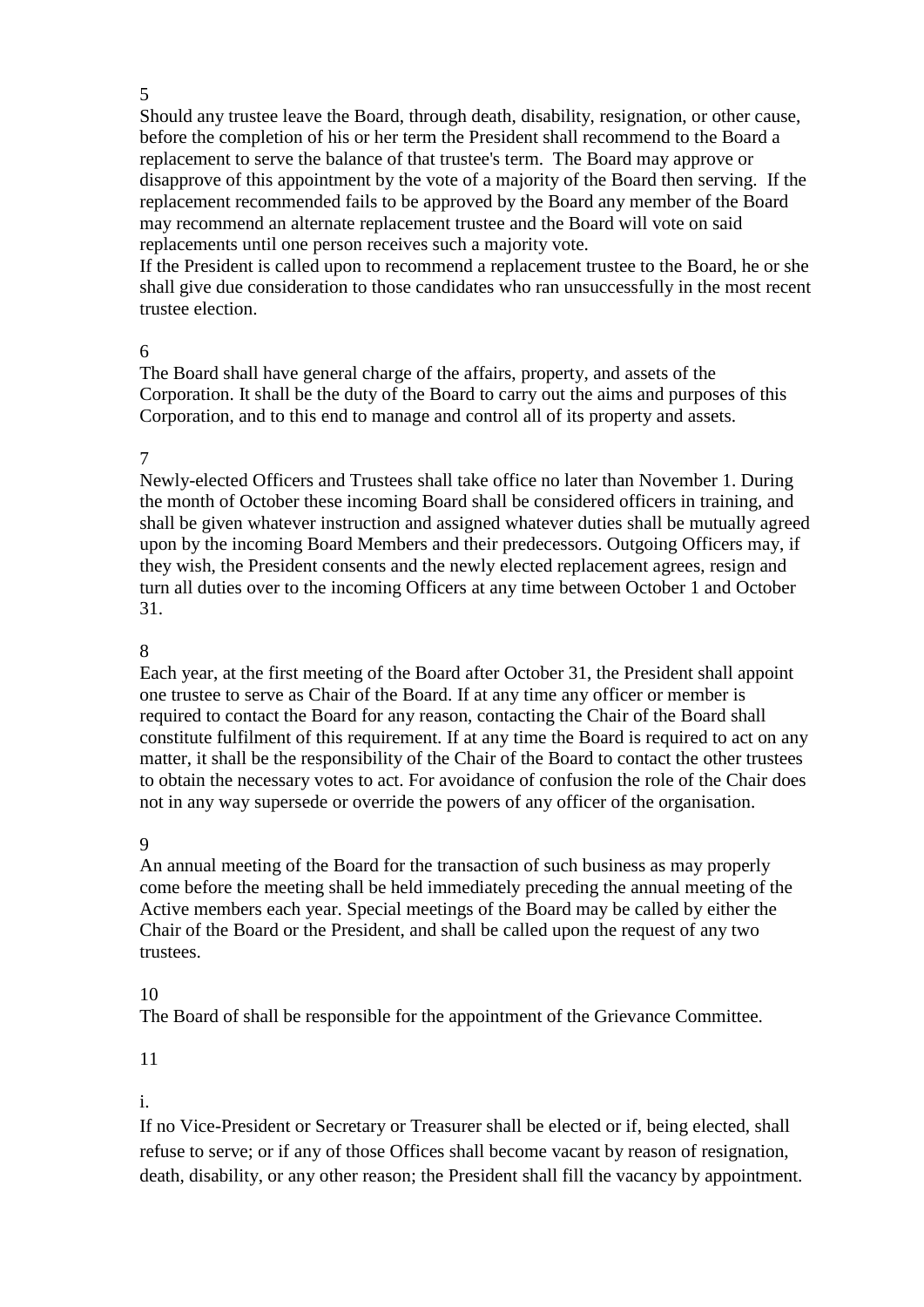5

Should any trustee leave the Board, through death, disability, resignation, or other cause, before the completion of his or her term the President shall recommend to the Board a replacement to serve the balance of that trustee's term. The Board may approve or disapprove of this appointment by the vote of a majority of the Board then serving. If the replacement recommended fails to be approved by the Board any member of the Board may recommend an alternate replacement trustee and the Board will vote on said replacements until one person receives such a majority vote.

If the President is called upon to recommend a replacement trustee to the Board, he or she shall give due consideration to those candidates who ran unsuccessfully in the most recent trustee election.

6

The Board shall have general charge of the affairs, property, and assets of the Corporation. It shall be the duty of the Board to carry out the aims and purposes of this Corporation, and to this end to manage and control all of its property and assets.

7

Newly-elected Officers and Trustees shall take office no later than November 1. During the month of October these incoming Board shall be considered officers in training, and shall be given whatever instruction and assigned whatever duties shall be mutually agreed upon by the incoming Board Members and their predecessors. Outgoing Officers may, if they wish, the President consents and the newly elected replacement agrees, resign and turn all duties over to the incoming Officers at any time between October 1 and October 31.

8

Each year, at the first meeting of the Board after October 31, the President shall appoint one trustee to serve as Chair of the Board. If at any time any officer or member is required to contact the Board for any reason, contacting the Chair of the Board shall constitute fulfilment of this requirement. If at any time the Board is required to act on any matter, it shall be the responsibility of the Chair of the Board to contact the other trustees to obtain the necessary votes to act. For avoidance of confusion the role of the Chair does not in any way supersede or override the powers of any officer of the organisation.

9

An annual meeting of the Board for the transaction of such business as may properly come before the meeting shall be held immediately preceding the annual meeting of the Active members each year. Special meetings of the Board may be called by either the Chair of the Board or the President, and shall be called upon the request of any two trustees.

10

The Board of shall be responsible for the appointment of the Grievance Committee.

11

i.

If no Vice-President or Secretary or Treasurer shall be elected or if, being elected, shall refuse to serve; or if any of those Offices shall become vacant by reason of resignation, death, disability, or any other reason; the President shall fill the vacancy by appointment.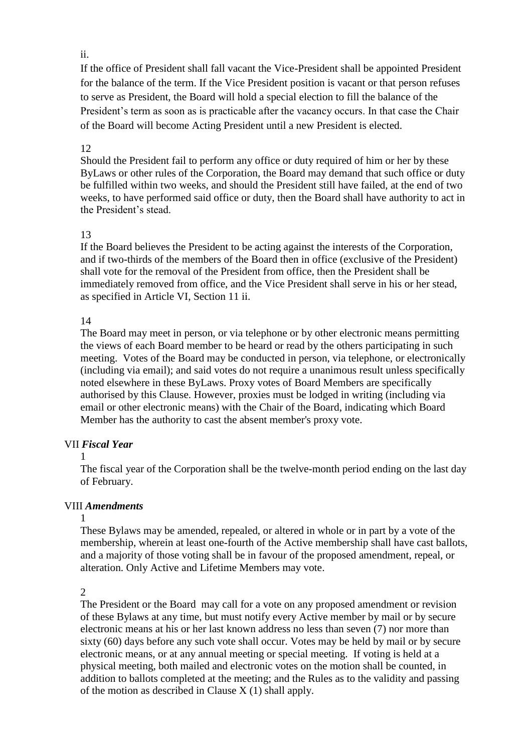ii.

If the office of President shall fall vacant the Vice-President shall be appointed President for the balance of the term. If the Vice President position is vacant or that person refuses to serve as President, the Board will hold a special election to fill the balance of the President's term as soon as is practicable after the vacancy occurs. In that case the Chair of the Board will become Acting President until a new President is elected.

12

Should the President fail to perform any office or duty required of him or her by these ByLaws or other rules of the Corporation, the Board may demand that such office or duty be fulfilled within two weeks, and should the President still have failed, at the end of two weeks, to have performed said office or duty, then the Board shall have authority to act in the President's stead.

13

If the Board believes the President to be acting against the interests of the Corporation, and if two-thirds of the members of the Board then in office (exclusive of the President) shall vote for the removal of the President from office, then the President shall be immediately removed from office, and the Vice President shall serve in his or her stead, as specified in Article VI, Section 11 ii.

14

The Board may meet in person, or via telephone or by other electronic means permitting the views of each Board member to be heard or read by the others participating in such meeting. Votes of the Board may be conducted in person, via telephone, or electronically (including via email); and said votes do not require a unanimous result unless specifically noted elsewhere in these ByLaws. Proxy votes of Board Members are specifically authorised by this Clause. However, proxies must be lodged in writing (including via email or other electronic means) with the Chair of the Board, indicating which Board Member has the authority to cast the absent member's proxy vote.

## VII *Fiscal Year*

1

The fiscal year of the Corporation shall be the twelve-month period ending on the last day of February.

## VIII *Amendments*

1

These Bylaws may be amended, repealed, or altered in whole or in part by a vote of the membership, wherein at least one-fourth of the Active membership shall have cast ballots, and a majority of those voting shall be in favour of the proposed amendment, repeal, or alteration. Only Active and Lifetime Members may vote.

2

The President or the Board may call for a vote on any proposed amendment or revision of these Bylaws at any time, but must notify every Active member by mail or by secure electronic means at his or her last known address no less than seven (7) nor more than sixty (60) days before any such vote shall occur. Votes may be held by mail or by secure electronic means, or at any annual meeting or special meeting. If voting is held at a physical meeting, both mailed and electronic votes on the motion shall be counted, in addition to ballots completed at the meeting; and the Rules as to the validity and passing of the motion as described in Clause X (1) shall apply.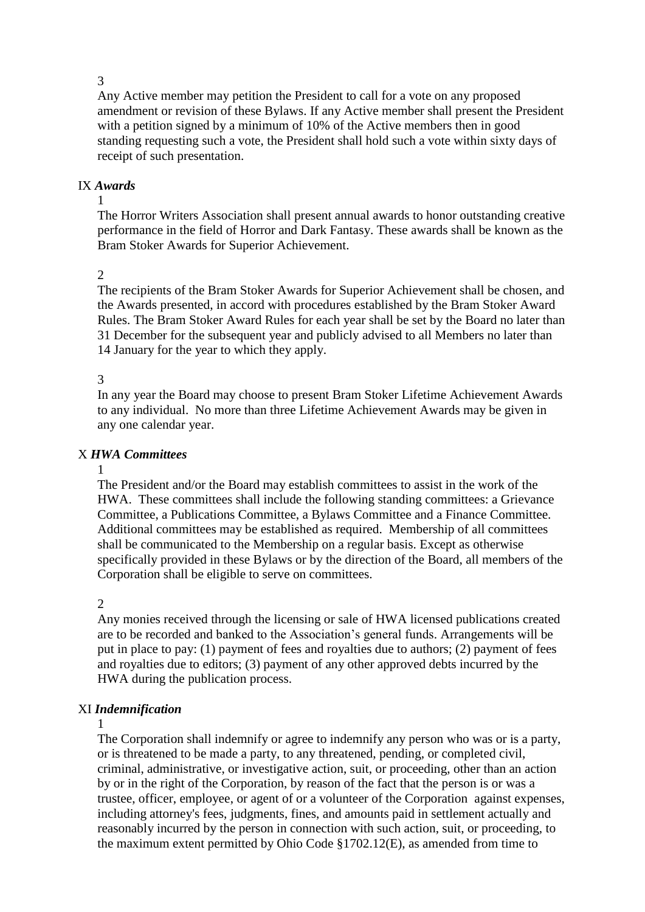3

Any Active member may petition the President to call for a vote on any proposed amendment or revision of these Bylaws. If any Active member shall present the President with a petition signed by a minimum of 10% of the Active members then in good standing requesting such a vote, the President shall hold such a vote within sixty days of receipt of such presentation.

## IX *Awards*

1

The Horror Writers Association shall present annual awards to honor outstanding creative performance in the field of Horror and Dark Fantasy. These awards shall be known as the Bram Stoker Awards for Superior Achievement.

2

The recipients of the Bram Stoker Awards for Superior Achievement shall be chosen, and the Awards presented, in accord with procedures established by the Bram Stoker Award Rules. The Bram Stoker Award Rules for each year shall be set by the Board no later than 31 December for the subsequent year and publicly advised to all Members no later than 14 January for the year to which they apply.

3

In any year the Board may choose to present Bram Stoker Lifetime Achievement Awards to any individual. No more than three Lifetime Achievement Awards may be given in any one calendar year.

## X *HWA Committees*

1

The President and/or the Board may establish committees to assist in the work of the HWA. These committees shall include the following standing committees: a Grievance Committee, a Publications Committee, a Bylaws Committee and a Finance Committee. Additional committees may be established as required. Membership of all committees shall be communicated to the Membership on a regular basis. Except as otherwise specifically provided in these Bylaws or by the direction of the Board, all members of the Corporation shall be eligible to serve on committees.

2

Any monies received through the licensing or sale of HWA licensed publications created are to be recorded and banked to the Association's general funds. Arrangements will be put in place to pay: (1) payment of fees and royalties due to authors; (2) payment of fees and royalties due to editors; (3) payment of any other approved debts incurred by the HWA during the publication process.

## XI *Indemnification*

1

The Corporation shall indemnify or agree to indemnify any person who was or is a party, or is threatened to be made a party, to any threatened, pending, or completed civil, criminal, administrative, or investigative action, suit, or proceeding, other than an action by or in the right of the Corporation, by reason of the fact that the person is or was a trustee, officer, employee, or agent of or a volunteer of the Corporation against expenses, including attorney's fees, judgments, fines, and amounts paid in settlement actually and reasonably incurred by the person in connection with such action, suit, or proceeding, to the maximum extent permitted by Ohio Code §1702.12(E), as amended from time to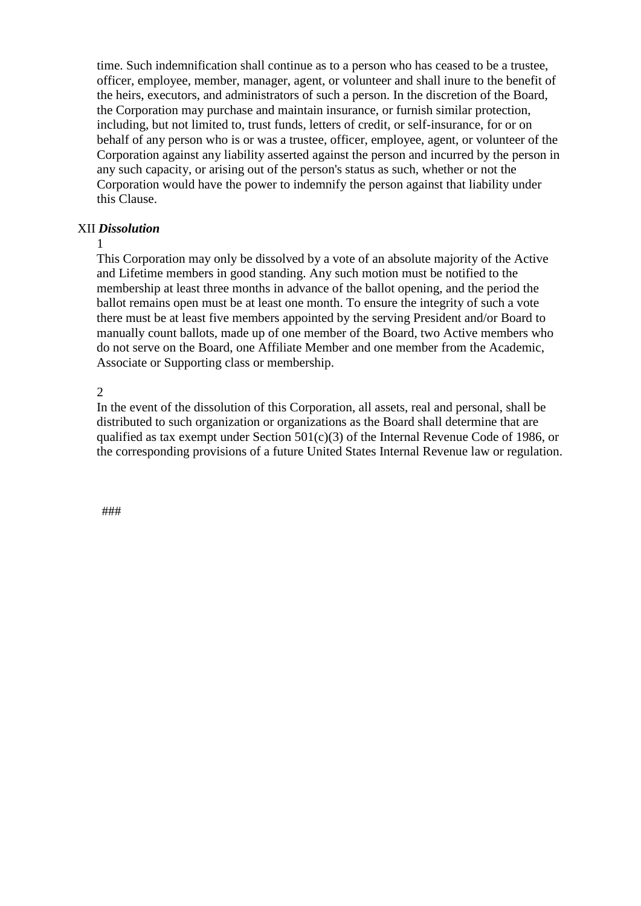time. Such indemnification shall continue as to a person who has ceased to be a trustee, officer, employee, member, manager, agent, or volunteer and shall inure to the benefit of the heirs, executors, and administrators of such a person. In the discretion of the Board, the Corporation may purchase and maintain insurance, or furnish similar protection, including, but not limited to, trust funds, letters of credit, or self-insurance, for or on behalf of any person who is or was a trustee, officer, employee, agent, or volunteer of the Corporation against any liability asserted against the person and incurred by the person in any such capacity, or arising out of the person's status as such, whether or not the Corporation would have the power to indemnify the person against that liability under this Clause.

XII ***Dissolution***

1

This Corporation may only be dissolved by a vote of an absolute majority of the Active and Lifetime members in good standing. Any such motion must be notified to the membership at least three months in advance of the ballot opening, and the period the ballot remains open must be at least one month. To ensure the integrity of such a vote there must be at least five members appointed by the serving President and/or Board to manually count ballots, made up of one member of the Board, two Active members who do not serve on the Board, one Affiliate Member and one member from the Academic, Associate or Supporting class or membership.

2

In the event of the dissolution of this Corporation, all assets, real and personal, shall be distributed to such organization or organizations as the Board shall determine that are qualified as tax exempt under Section 501(c)(3) of the Internal Revenue Code of 1986, or the corresponding provisions of a future United States Internal Revenue law or regulation.

###